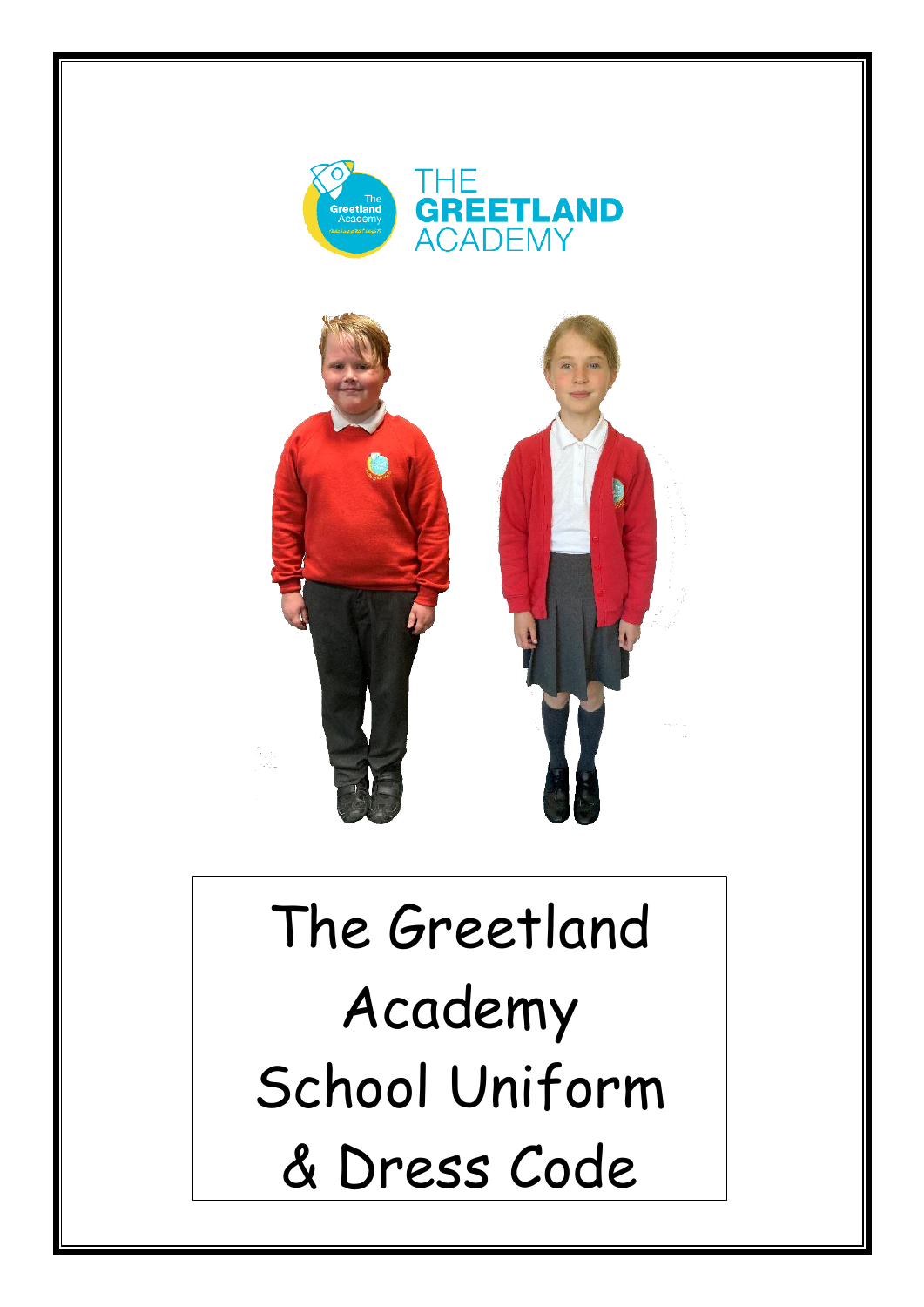THE
**GREETLAND**
ACADEMY

# The Greetland Academy School Uniform & Dress Code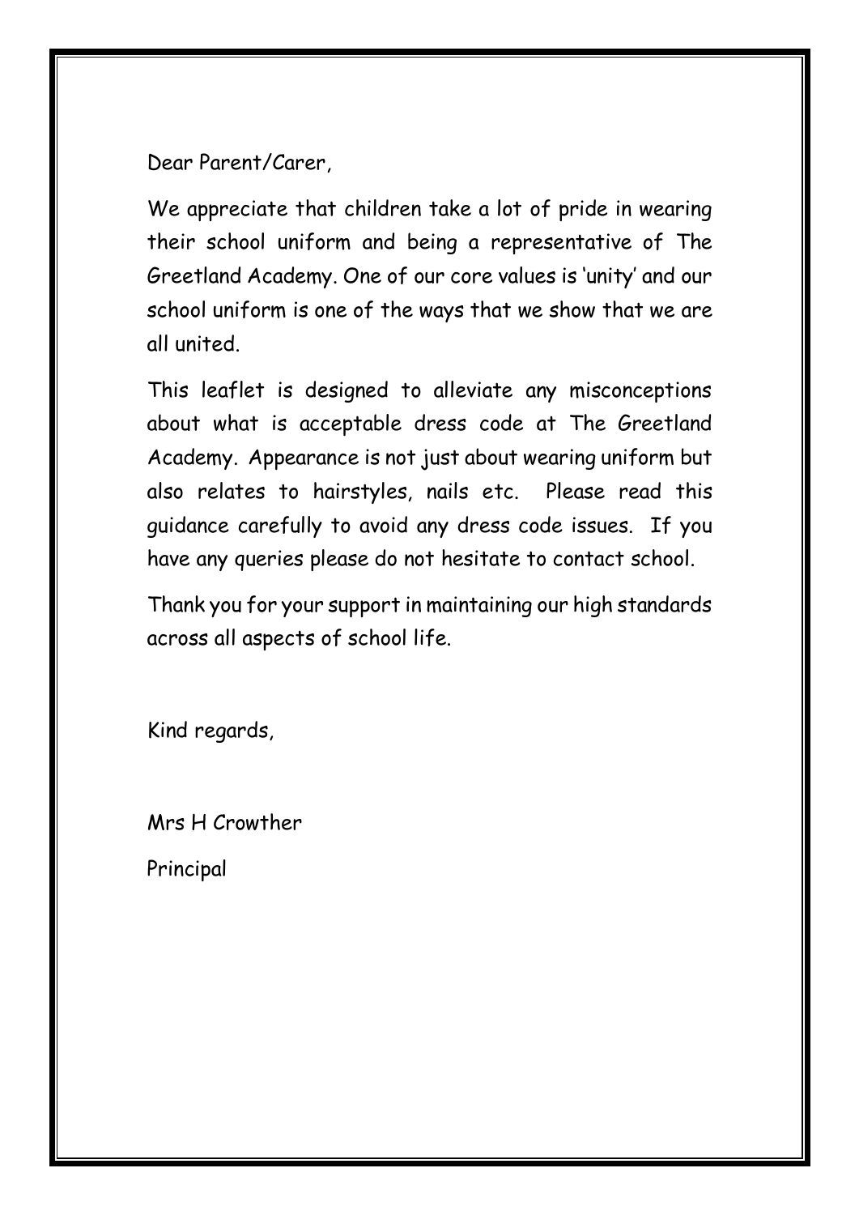Dear Parent/Carer,

We appreciate that children take a lot of pride in wearing their school uniform and being a representative of The Greetland Academy. One of our core values is 'unity' and our school uniform is one of the ways that we show that we are all united.

This leaflet is designed to alleviate any misconceptions about what is acceptable dress code at The Greetland Academy. Appearance is not just about wearing uniform but also relates to hairstyles, nails etc. Please read this guidance carefully to avoid any dress code issues. If you have any queries please do not hesitate to contact school.

Thank you for your support in maintaining our high standards across all aspects of school life.

Kind regards,

Mrs H Crowther

Principal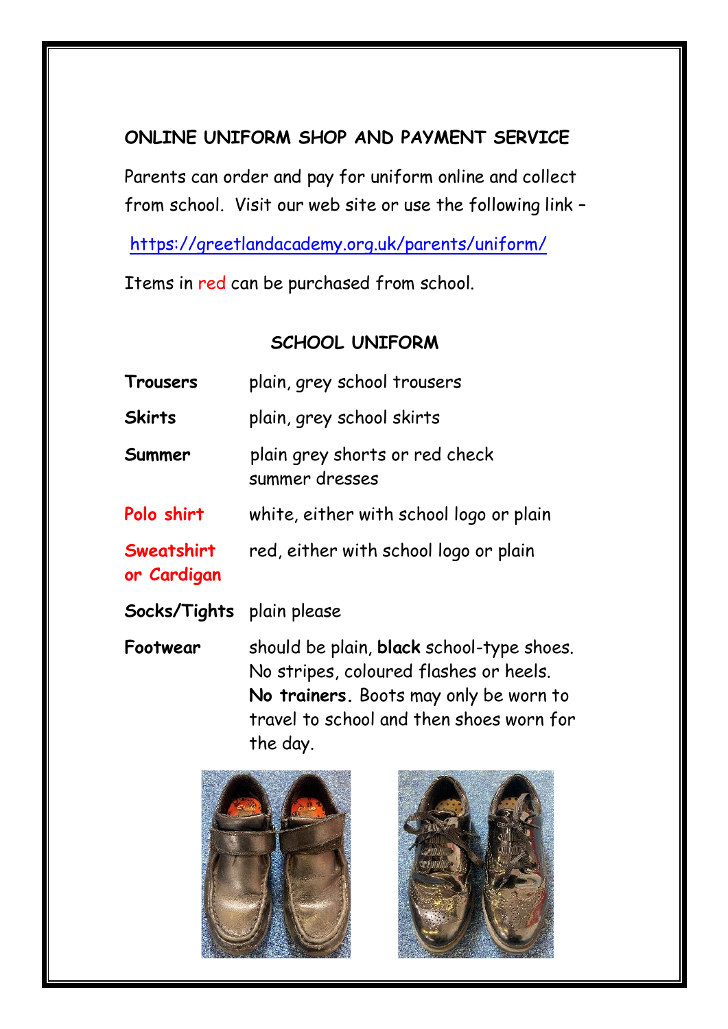## ONLINE UNIFORM SHOP AND PAYMENT SERVICE

Parents can order and pay for uniform online and collect from school. Visit our web site or use the following link –

https://greetlandacademy.org.uk/parents/uniform/

Items in red can be purchased from school.

## SCHOOL UNIFORM

| | |
|---|---|
| **Trousers** | plain, grey school trousers |
| **Skirts** | plain, grey school skirts |
| **Summer** | plain grey shorts or red check summer dresses |
| **Polo shirt** | white, either with school logo or plain |
| **Sweatshirt or Cardigan** | red, either with school logo or plain |
| **Socks/Tights** | plain please |
| **Footwear** | should be plain, **black** school-type shoes. No stripes, coloured flashes or heels. **No trainers.** Boots may only be worn to travel to school and then shoes worn for the day. |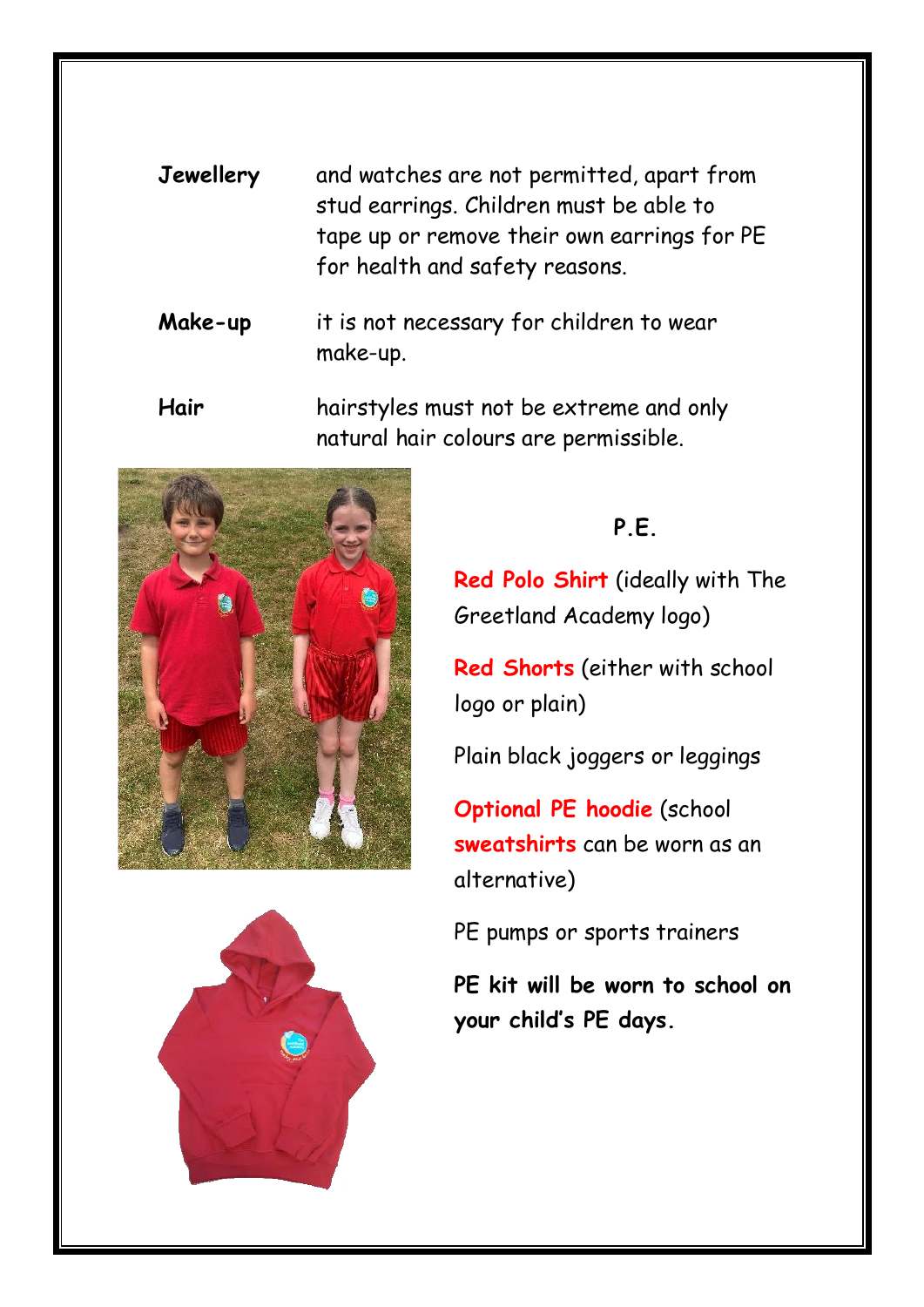**Jewellery** and watches are not permitted, apart from stud earrings. Children must be able to tape up or remove their own earrings for PE for health and safety reasons.

**Make-up** it is not necessary for children to wear make-up.

**Hair** hairstyles must not be extreme and only natural hair colours are permissible.

## P.E.

**Red Polo Shirt** (ideally with The Greetland Academy logo)

**Red Shorts** (either with school logo or plain)

Plain black joggers or leggings

**Optional PE hoodie** (school **sweatshirts** can be worn as an alternative)

PE pumps or sports trainers

**PE kit will be worn to school on your child's PE days.**